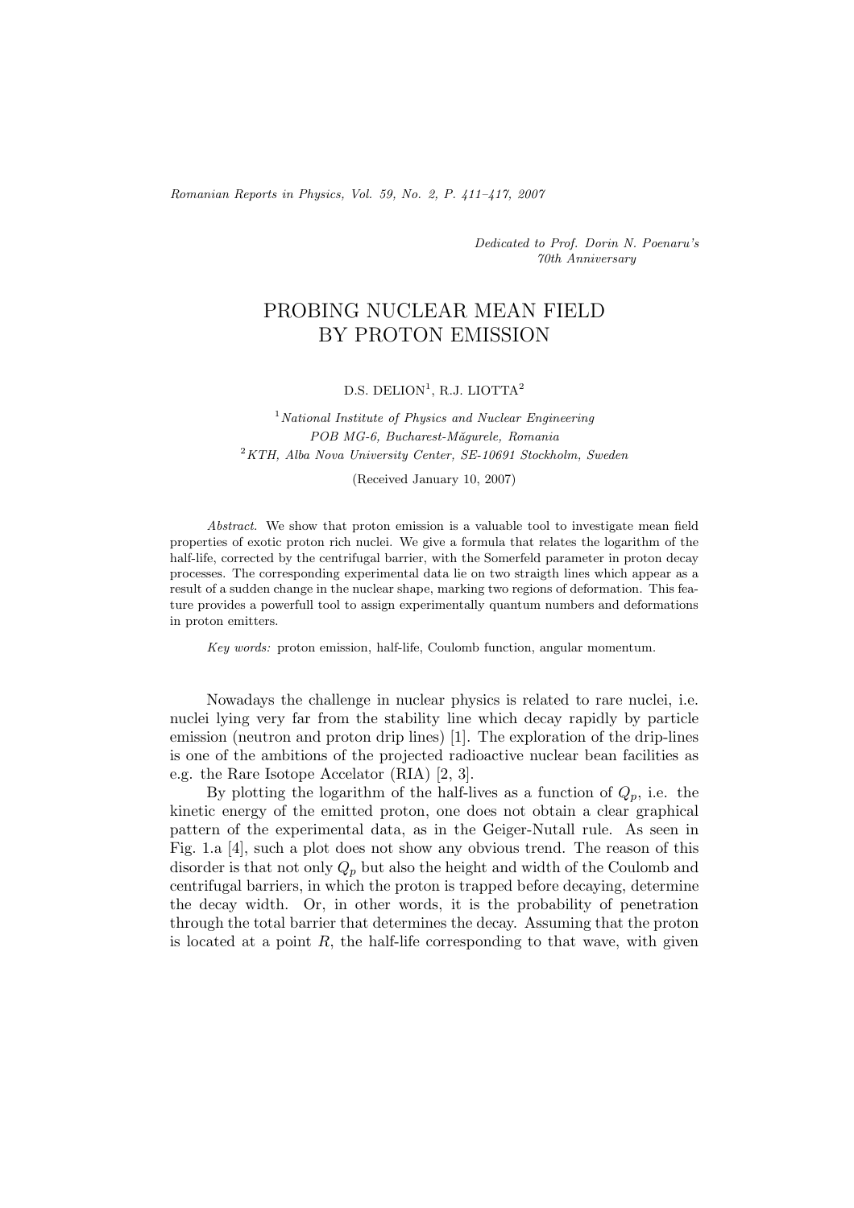*Dedicated to Prof. Dorin N. Poenaru's 70th Anniversary*

# PROBING NUCLEAR MEAN FIELD BY PROTON EMISSION

D.S. DELION[1], R.J. LIOTTA[2]

[1] *National Institute of Physics and Nuclear Engineering POB MG-6, Bucharest-Măgurele, Romania*
[2] *KTH, Alba Nova University Center, SE-10691 Stockholm, Sweden*

(Received January 10, 2007)

*Abstract.* We show that proton emission is a valuable tool to investigate mean field properties of exotic proton rich nuclei. We give a formula that relates the logarithm of the half-life, corrected by the centrifugal barrier, with the Somerfeld parameter in proton decay processes. The corresponding experimental data lie on two straigth lines which appear as a result of a sudden change in the nuclear shape, marking two regions of deformation. This feature provides a powerfull tool to assign experimentally quantum numbers and deformations in proton emitters.

*Key words:* proton emission, half-life, Coulomb function, angular momentum.

Nowadays the challenge in nuclear physics is related to rare nuclei, i.e. nuclei lying very far from the stability line which decay rapidly by particle emission (neutron and proton drip lines) [1]. The exploration of the drip-lines is one of the ambitions of the projected radioactive nuclear bean facilities as e.g. the Rare Isotope Accelator (RIA) [2, 3].

By plotting the logarithm of the half-lives as a function of $Q_p$, i.e. the kinetic energy of the emitted proton, one does not obtain a clear graphical pattern of the experimental data, as in the Geiger-Nutall rule. As seen in Fig. 1.a [4], such a plot does not show any obvious trend. The reason of this disorder is that not only $Q_p$ but also the height and width of the Coulomb and centrifugal barriers, in which the proton is trapped before decaying, determine the decay width. Or, in other words, it is the probability of penetration through the total barrier that determines the decay. Assuming that the proton is located at a point $R$, the half-life corresponding to that wave, with given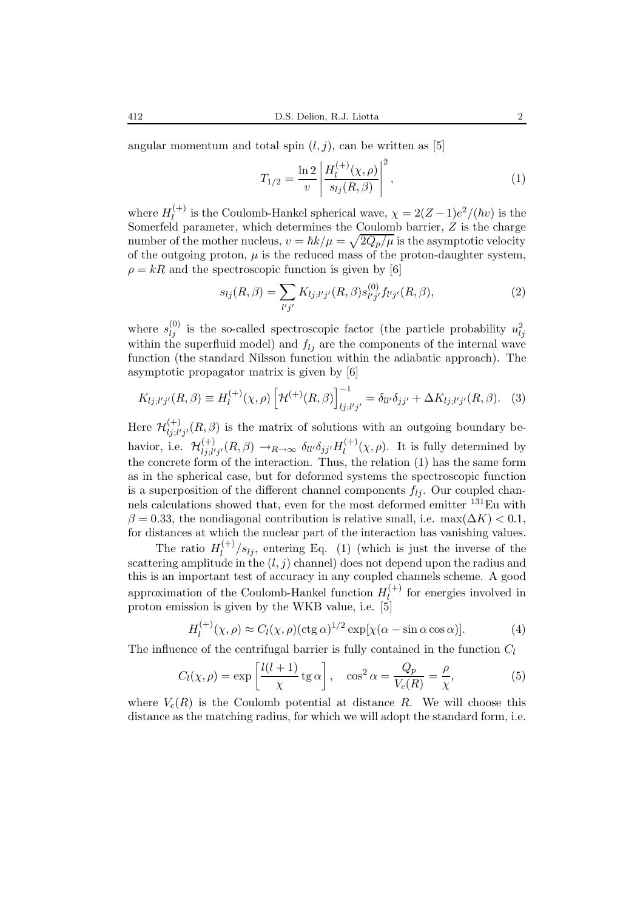angular momentum and total spin $(l, j)$, can be written as [5]

$$T_{1/2} = \frac{\ln 2}{v} \left| \frac{H_l^{(+)}(\chi, \rho)}{s_{lj}(R, \beta)} \right|^2, \tag{1}$$

where $H_l^{(+)}$ is the Coulomb-Hankel spherical wave, $\chi = 2(Z-1)e^2/(\hbar v)$ is the Somerfeld parameter, which determines the Coulomb barrier, $Z$ is the charge number of the mother nucleus, $v = \hbar k/\mu = \sqrt{2Q_p/\mu}$ is the asymptotic velocity of the outgoing proton, $\mu$ is the reduced mass of the proton-daughter system, $\rho = kR$ and the spectroscopic function is given by [6]

$$s_{lj}(R, \beta) = \sum_{l'j'} K_{lj;l'j'}(R, \beta) s_{l'j'}^{(0)} f_{l'j'}(R, \beta), \tag{2}$$

where $s_{lj}^{(0)}$ is the so-called spectroscopic factor (the particle probability $u_{lj}^2$ within the superfluid model) and $f_{lj}$ are the components of the internal wave function (the standard Nilsson function within the adiabatic approach). The asymptotic propagator matrix is given by [6]

$$K_{lj;l'j'}(R, \beta) \equiv H_l^{(+)}(\chi, \rho) \left[ \mathcal{H}^{(+)}(R, \beta) \right]^{-1}_{lj;l'j'} = \delta_{ll'} \delta_{jj'} + \Delta K_{lj;l'j'}(R, \beta). \tag{3}$$

Here $\mathcal{H}^{(+)}_{lj;l'j'}(R, \beta)$ is the matrix of solutions with an outgoing boundary behavior, i.e. $\mathcal{H}^{(+)}_{lj;l'j'}(R, \beta) \to_{R \to \infty} \delta_{ll'} \delta_{jj'} H_l^{(+)}(\chi, \rho)$. It is fully determined by the concrete form of the interaction. Thus, the relation (1) has the same form as in the spherical case, but for deformed systems the spectroscopic function is a superposition of the different channel components $f_{lj}$. Our coupled channels calculations showed that, even for the most deformed emitter $^{131}$Eu with $\beta = 0.33$, the nondiagonal contribution is relative small, i.e. $\max(\Delta K) < 0.1$, for distances at which the nuclear part of the interaction has vanishing values.

The ratio $H_l^{(+)}/s_{lj}$, entering Eq. (1) (which is just the inverse of the scattering amplitude in the $(l, j)$ channel) does not depend upon the radius and this is an important test of accuracy in any coupled channels scheme. A good approximation of the Coulomb-Hankel function $H_l^{(+)}$ for energies involved in proton emission is given by the WKB value, i.e. [5]

$$H_l^{(+)}(\chi, \rho) \approx C_l(\chi, \rho)(\operatorname{ctg} \alpha)^{1/2} \exp[\chi(\alpha - \sin \alpha \cos \alpha)]. \tag{4}$$

The influence of the centrifugal barrier is fully contained in the function $C_l$

$$C_l(\chi, \rho) = \exp\left[ \frac{l(l+1)}{\chi} \operatorname{tg} \alpha \right], \quad \cos^2 \alpha = \frac{Q_p}{V_c(R)} = \frac{\rho}{\chi}, \tag{5}$$

where $V_c(R)$ is the Coulomb potential at distance $R$. We will choose this distance as the matching radius, for which we will adopt the standard form, i.e.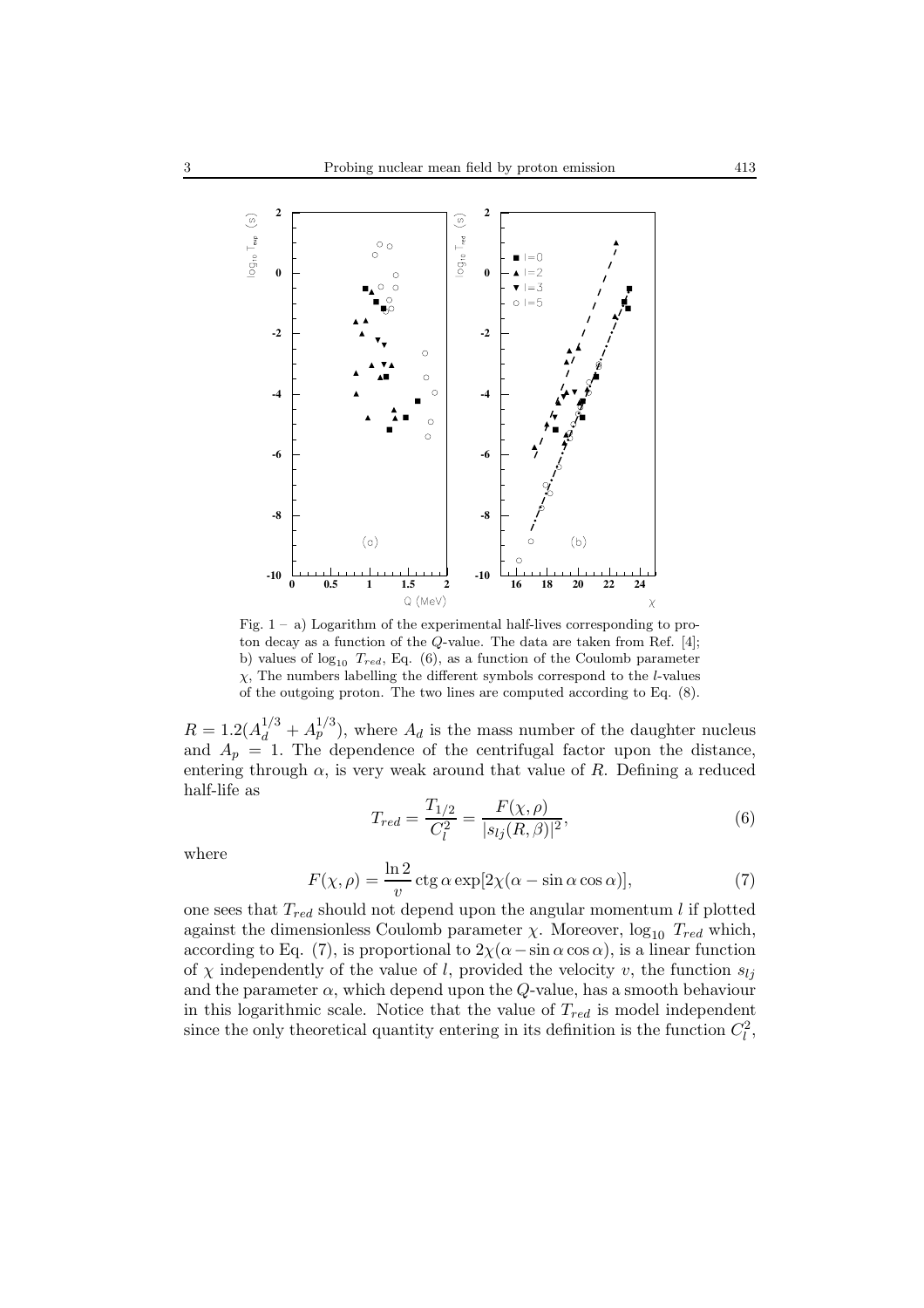Fig. 1 – a) Logarithm of the experimental half-lives corresponding to proton decay as a function of the $Q$-value. The data are taken from Ref. [4]; b) values of $\log_{10}\ T_{red}$, Eq. (6), as a function of the Coulomb parameter $\chi$, The numbers labelling the different symbols correspond to the $l$-values of the outgoing proton. The two lines are computed according to Eq. (8).

$R = 1.2(A_d^{1/3} + A_p^{1/3})$, where $A_d$ is the mass number of the daughter nucleus and $A_p = 1$. The dependence of the centrifugal factor upon the distance, entering through $\alpha$, is very weak around that value of $R$. Defining a reduced half-life as

$$T_{red} = \frac{T_{1/2}}{C_l^2} = \frac{F(\chi, \rho)}{|s_{lj}(R, \beta)|^2}, \tag{6}$$

where

$$F(\chi, \rho) = \frac{\ln 2}{v} \operatorname{ctg} \alpha \exp[2\chi(\alpha - \sin\alpha\cos\alpha)], \tag{7}$$

one sees that $T_{red}$ should not depend upon the angular momentum $l$ if plotted against the dimensionless Coulomb parameter $\chi$. Moreover, $\log_{10}\ T_{red}$ which, according to Eq. (7), is proportional to $2\chi(\alpha - \sin\alpha\cos\alpha)$, is a linear function of $\chi$ independently of the value of $l$, provided the velocity $v$, the function $s_{lj}$ and the parameter $\alpha$, which depend upon the $Q$-value, has a smooth behaviour in this logarithmic scale. Notice that the value of $T_{red}$ is model independent since the only theoretical quantity entering in its definition is the function $C_l^2$,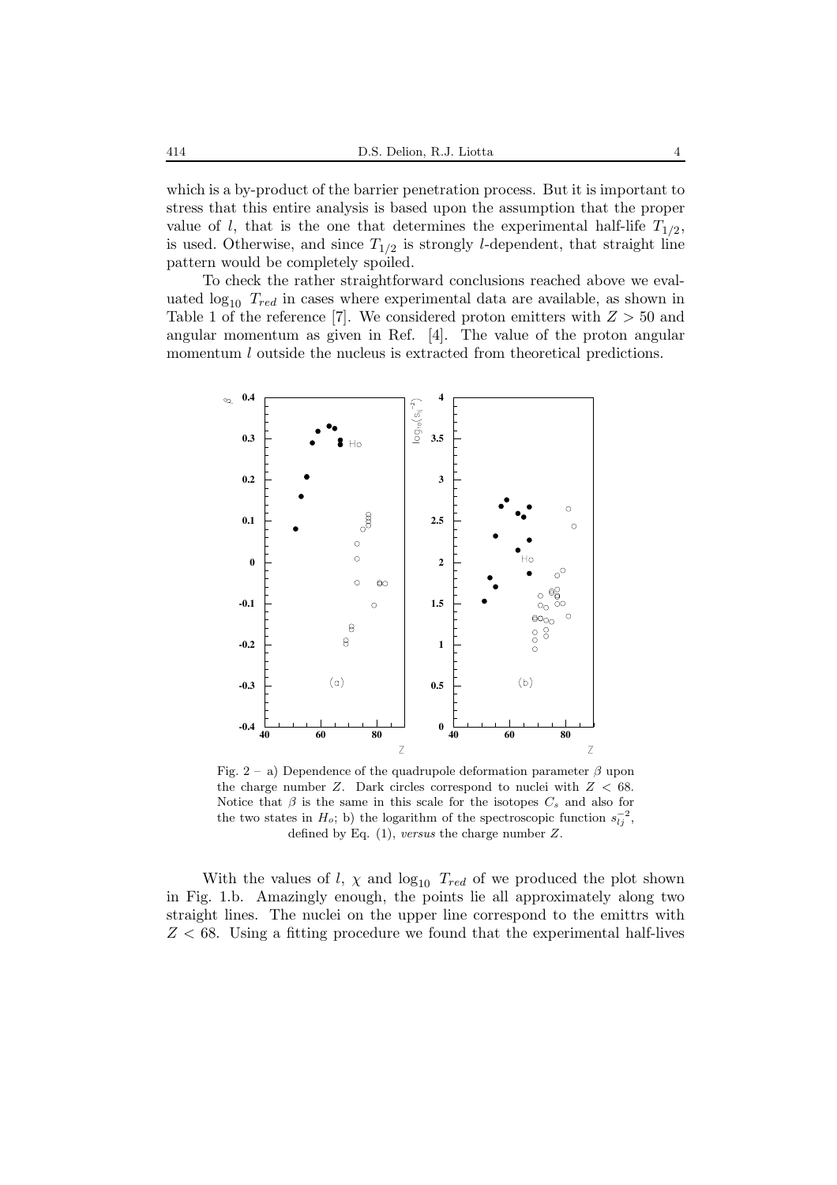which is a by-product of the barrier penetration process. But it is important to stress that this entire analysis is based upon the assumption that the proper value of $l$, that is the one that determines the experimental half-life $T_{1/2}$, is used. Otherwise, and since $T_{1/2}$ is strongly $l$-dependent, that straight line pattern would be completely spoiled.

To check the rather straightforward conclusions reached above we evaluated $\log_{10}\ T_{red}$ in cases where experimental data are available, as shown in Table 1 of the reference [7]. We considered proton emitters with $Z > 50$ and angular momentum as given in Ref. [4]. The value of the proton angular momentum $l$ outside the nucleus is extracted from theoretical predictions.

Fig. 2 – a) Dependence of the quadrupole deformation parameter $\beta$ upon the charge number $Z$. Dark circles correspond to nuclei with $Z < 68$. Notice that $\beta$ is the same in this scale for the isotopes $C_s$ and also for the two states in $H_o$; b) the logarithm of the spectroscopic function $s_{lj}^{-2}$, defined by Eq. (1), *versus* the charge number $Z$.

With the values of $l$, $\chi$ and $\log_{10}\ T_{red}$ of we produced the plot shown in Fig. 1.b. Amazingly enough, the points lie all approximately along two straight lines. The nuclei on the upper line correspond to the emittrs with $Z < 68$. Using a fitting procedure we found that the experimental half-lives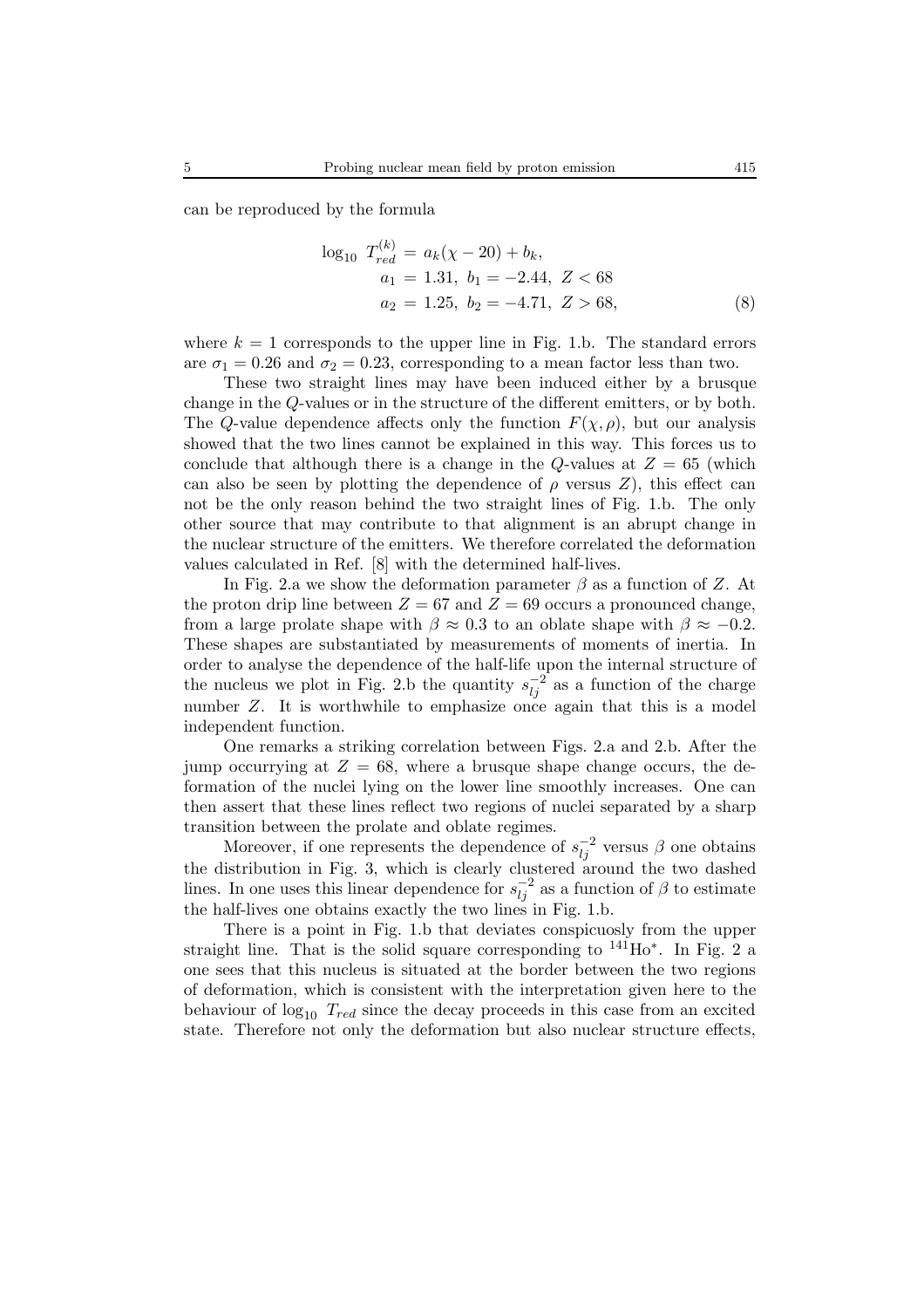can be reproduced by the formula

$$
\begin{aligned}
\log_{10}\ T_{red}^{(k)} &= a_k(\chi - 20) + b_k, \\
a_1 &= 1.31,\ b_1 = -2.44,\ Z < 68 \\
a_2 &= 1.25,\ b_2 = -4.71,\ Z > 68,
\end{aligned} \tag{8}
$$

where $k = 1$ corresponds to the upper line in Fig. 1.b. The standard errors are $\sigma_1 = 0.26$ and $\sigma_2 = 0.23$, corresponding to a mean factor less than two.

These two straight lines may have been induced either by a brusque change in the $Q$-values or in the structure of the different emitters, or by both. The $Q$-value dependence affects only the function $F(\chi, \rho)$, but our analysis showed that the two lines cannot be explained in this way. This forces us to conclude that although there is a change in the $Q$-values at $Z = 65$ (which can also be seen by plotting the dependence of $\rho$ versus $Z$), this effect can not be the only reason behind the two straight lines of Fig. 1.b. The only other source that may contribute to that alignment is an abrupt change in the nuclear structure of the emitters. We therefore correlated the deformation values calculated in Ref. [8] with the determined half-lives.

In Fig. 2.a we show the deformation parameter $\beta$ as a function of $Z$. At the proton drip line between $Z = 67$ and $Z = 69$ occurs a pronounced change, from a large prolate shape with $\beta \approx 0.3$ to an oblate shape with $\beta \approx -0.2$. These shapes are substantiated by measurements of moments of inertia. In order to analyse the dependence of the half-life upon the internal structure of the nucleus we plot in Fig. 2.b the quantity $s_{lj}^{-2}$ as a function of the charge number $Z$. It is worthwhile to emphasize once again that this is a model independent function.

One remarks a striking correlation between Figs. 2.a and 2.b. After the jump occurrying at $Z = 68$, where a brusque shape change occurs, the deformation of the nuclei lying on the lower line smoothly increases. One can then assert that these lines reflect two regions of nuclei separated by a sharp transition between the prolate and oblate regimes.

Moreover, if one represents the dependence of $s_{lj}^{-2}$ versus $\beta$ one obtains the distribution in Fig. 3, which is clearly clustered around the two dashed lines. In one uses this linear dependence for $s_{lj}^{-2}$ as a function of $\beta$ to estimate the half-lives one obtains exactly the two lines in Fig. 1.b.

There is a point in Fig. 1.b that deviates conspicuosly from the upper straight line. That is the solid square corresponding to $^{141}$Ho$^*$. In Fig. 2 a one sees that this nucleus is situated at the border between the two regions of deformation, which is consistent with the interpretation given here to the behaviour of $\log_{10}\ T_{red}$ since the decay proceeds in this case from an excited state. Therefore not only the deformation but also nuclear structure effects,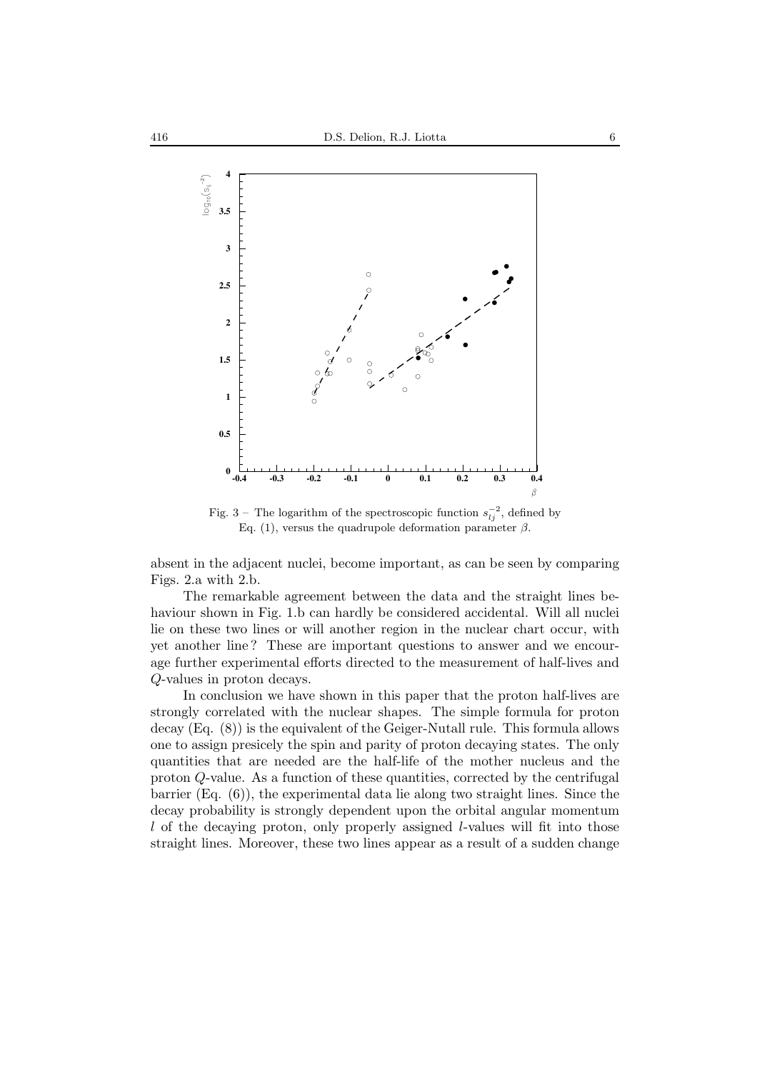Fig. 3 – The logarithm of the spectroscopic function $s_{lj}^{-2}$, defined by Eq. (1), versus the quadrupole deformation parameter $\beta$.

absent in the adjacent nuclei, become important, as can be seen by comparing Figs. 2.a with 2.b.

The remarkable agreement between the data and the straight lines behaviour shown in Fig. 1.b can hardly be considered accidental. Will all nuclei lie on these two lines or will another region in the nuclear chart occur, with yet another line ? These are important questions to answer and we encourage further experimental efforts directed to the measurement of half-lives and $Q$-values in proton decays.

In conclusion we have shown in this paper that the proton half-lives are strongly correlated with the nuclear shapes. The simple formula for proton decay (Eq. (8)) is the equivalent of the Geiger-Nutall rule. This formula allows one to assign presicely the spin and parity of proton decaying states. The only quantities that are needed are the half-life of the mother nucleus and the proton $Q$-value. As a function of these quantities, corrected by the centrifugal barrier (Eq. (6)), the experimental data lie along two straight lines. Since the decay probability is strongly dependent upon the orbital angular momentum $l$ of the decaying proton, only properly assigned $l$-values will fit into those straight lines. Moreover, these two lines appear as a result of a sudden change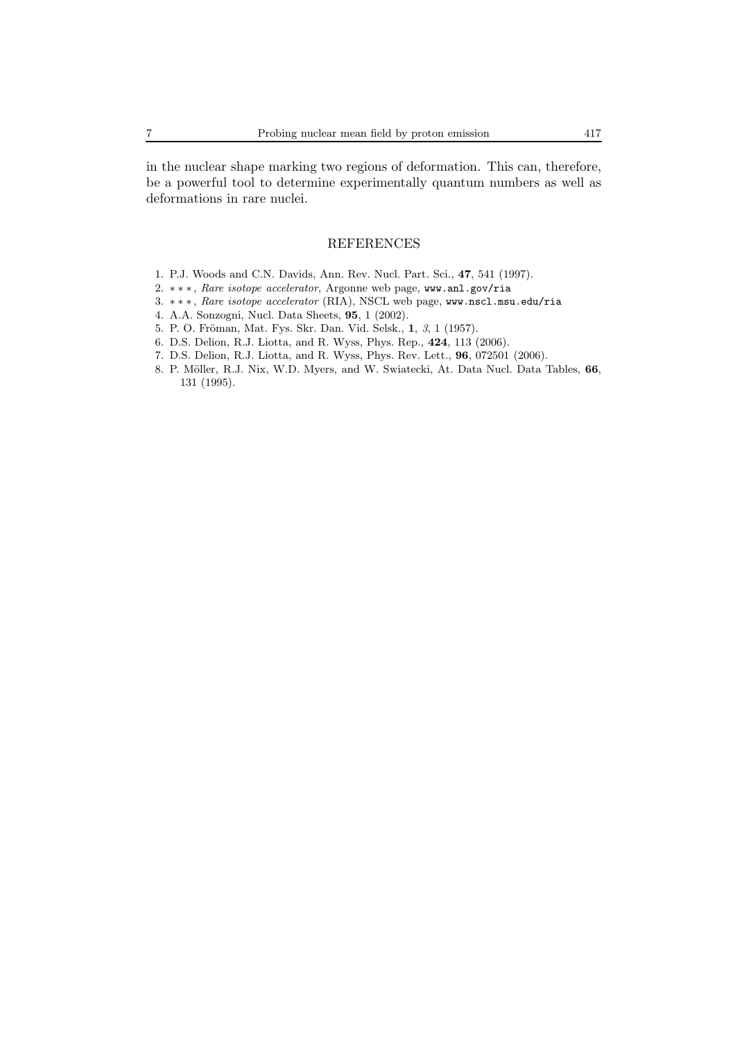in the nuclear shape marking two regions of deformation. This can, therefore, be a powerful tool to determine experimentally quantum numbers as well as deformations in rare nuclei.

## REFERENCES

1. P.J. Woods and C.N. Davids, Ann. Rev. Nucl. Part. Sci., **47**, 541 (1997).
2. * * *, *Rare isotope accelerator*, Argonne web page, `www.anl.gov/ria`
3. * * *, *Rare isotope accelerator* (RIA), NSCL web page, `www.nscl.msu.edu/ria`
4. A.A. Sonzogni, Nucl. Data Sheets, **95**, 1 (2002).
5. P. O. Fröman, Mat. Fys. Skr. Dan. Vid. Selsk., **1**, *3*, 1 (1957).
6. D.S. Delion, R.J. Liotta, and R. Wyss, Phys. Rep., **424**, 113 (2006).
7. D.S. Delion, R.J. Liotta, and R. Wyss, Phys. Rev. Lett., **96**, 072501 (2006).
8. P. Möller, R.J. Nix, W.D. Myers, and W. Swiatecki, At. Data Nucl. Data Tables, **66**, 131 (1995).